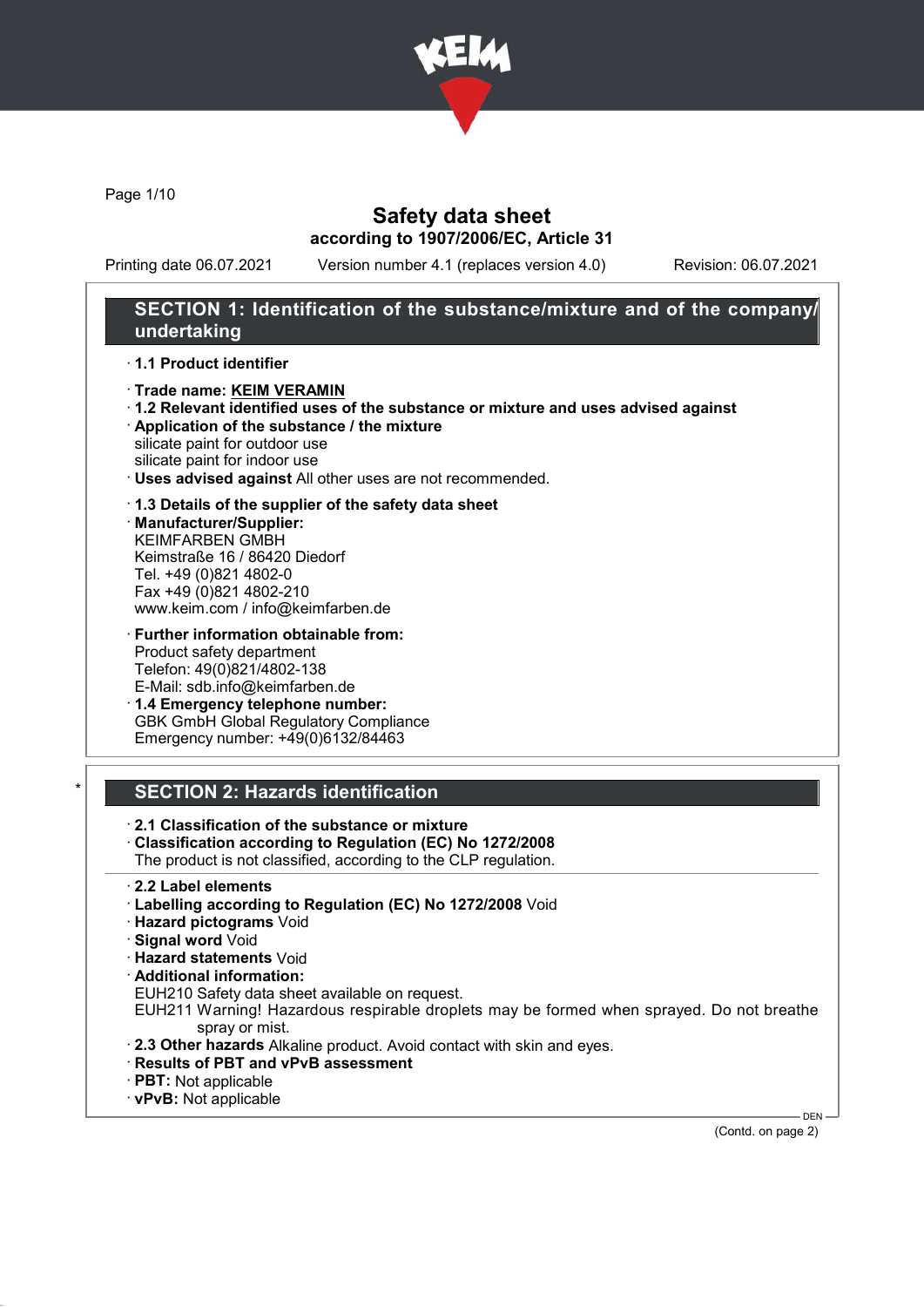# Safety data sheet

**according to 1907/2006/EC, Article 31**

Printing date 06.07.2021 Version number 4.1 (replaces version 4.0) Revision: 06.07.2021

## SECTION 1: Identification of the substance/mixture and of the company/undertaking

· **1.1 Product identifier**

· **Trade name: KEIM VERAMIN**

· **1.2 Relevant identified uses of the substance or mixture and uses advised against**

· **Application of the substance / the mixture**
silicate paint for outdoor use
silicate paint for indoor use

· **Uses advised against** All other uses are not recommended.

· **1.3 Details of the supplier of the safety data sheet**

· **Manufacturer/Supplier:**
KEIMFARBEN GMBH
Keimstraße 16 / 86420 Diedorf
Tel. +49 (0)821 4802-0
Fax +49 (0)821 4802-210
www.keim.com / info@keimfarben.de

· **Further information obtainable from:**
Product safety department
Telefon: 49(0)821/4802-138
E-Mail: sdb.info@keimfarben.de

· **1.4 Emergency telephone number:**
GBK GmbH Global Regulatory Compliance
Emergency number: +49(0)6132/84463

## * SECTION 2: Hazards identification

· **2.1 Classification of the substance or mixture**

· **Classification according to Regulation (EC) No 1272/2008**
The product is not classified, according to the CLP regulation.

· **2.2 Label elements**

· **Labelling according to Regulation (EC) No 1272/2008** Void

· **Hazard pictograms** Void

· **Signal word** Void

· **Hazard statements** Void

· **Additional information:**
EUH210 Safety data sheet available on request.
EUH211 Warning! Hazardous respirable droplets may be formed when sprayed. Do not breathe spray or mist.

· **2.3 Other hazards** Alkaline product. Avoid contact with skin and eyes.

· **Results of PBT and vPvB assessment**

· **PBT:** Not applicable

· **vPvB:** Not applicable

(Contd. on page 2)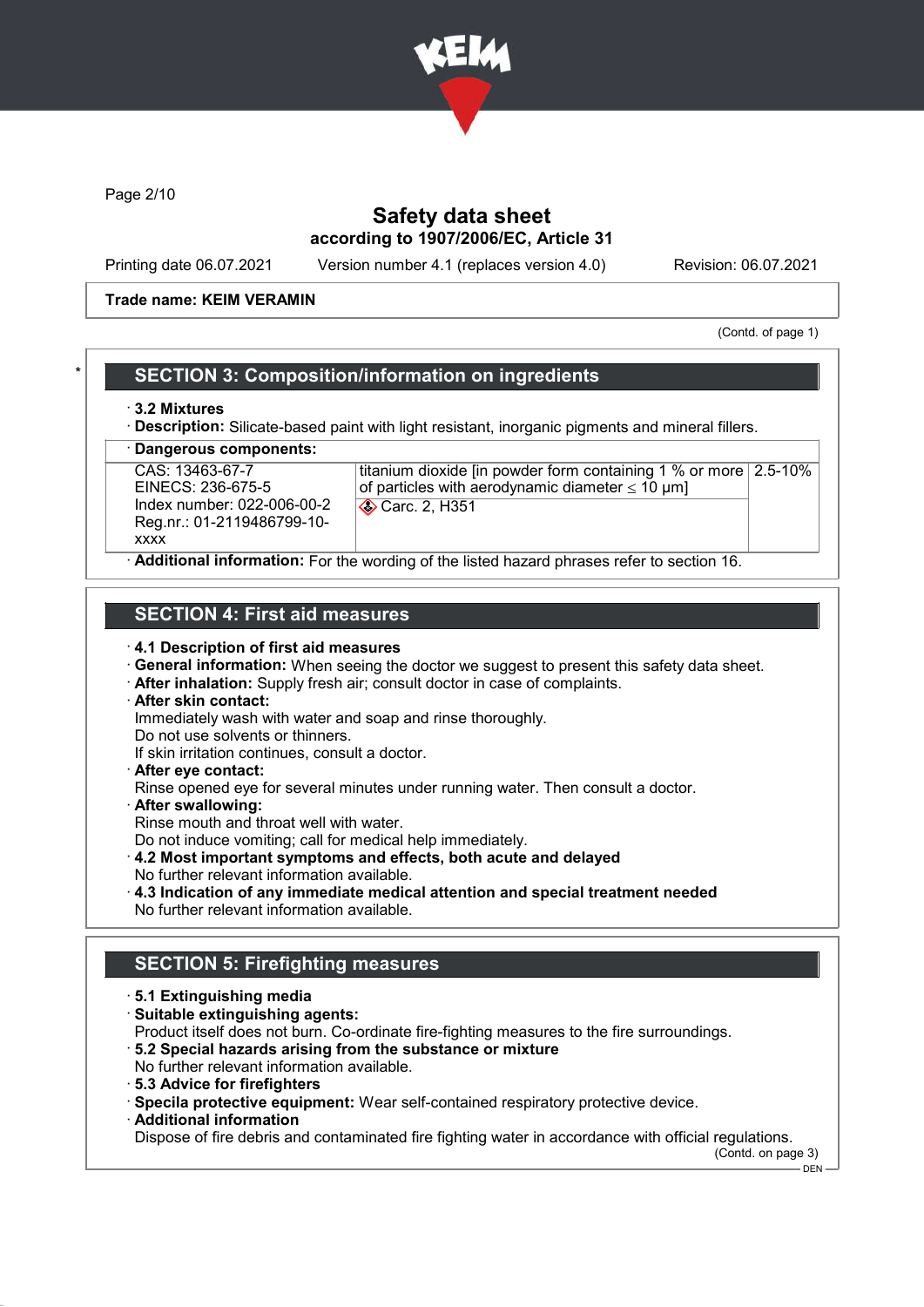**Safety data sheet**
**according to 1907/2006/EC, Article 31**

Printing date 06.07.2021 Version number 4.1 (replaces version 4.0) Revision: 06.07.2021

**Trade name: KEIM VERAMIN**

(Contd. of page 1)

## SECTION 3: Composition/information on ingredients

· **3.2 Mixtures**
· **Description:** Silicate-based paint with light resistant, inorganic pigments and mineral fillers.

· **Dangerous components:**

| | | |
|---|---|---|
| CAS: 13463-67-7<br>EINECS: 236-675-5<br>Index number: 022-006-00-2<br>Reg.nr.: 01-2119486799-10-xxxx | titanium dioxide [in powder form containing 1 % or more of particles with aerodynamic diameter ≤ 10 μm]<br>Carc. 2, H351 | 2.5-10% |

· **Additional information:** For the wording of the listed hazard phrases refer to section 16.

## SECTION 4: First aid measures

· **4.1 Description of first aid measures**
· **General information:** When seeing the doctor we suggest to present this safety data sheet.
· **After inhalation:** Supply fresh air; consult doctor in case of complaints.
· **After skin contact:**
Immediately wash with water and soap and rinse thoroughly.
Do not use solvents or thinners.
If skin irritation continues, consult a doctor.
· **After eye contact:**
Rinse opened eye for several minutes under running water. Then consult a doctor.
· **After swallowing:**
Rinse mouth and throat well with water.
Do not induce vomiting; call for medical help immediately.
· **4.2 Most important symptoms and effects, both acute and delayed**
No further relevant information available.
· **4.3 Indication of any immediate medical attention and special treatment needed**
No further relevant information available.

## SECTION 5: Firefighting measures

· **5.1 Extinguishing media**
· **Suitable extinguishing agents:**
Product itself does not burn. Co-ordinate fire-fighting measures to the fire surroundings.
· **5.2 Special hazards arising from the substance or mixture**
No further relevant information available.
· **5.3 Advice for firefighters**
· **Specila protective equipment:** Wear self-contained respiratory protective device.
· **Additional information**
Dispose of fire debris and contaminated fire fighting water in accordance with official regulations.

(Contd. on page 3)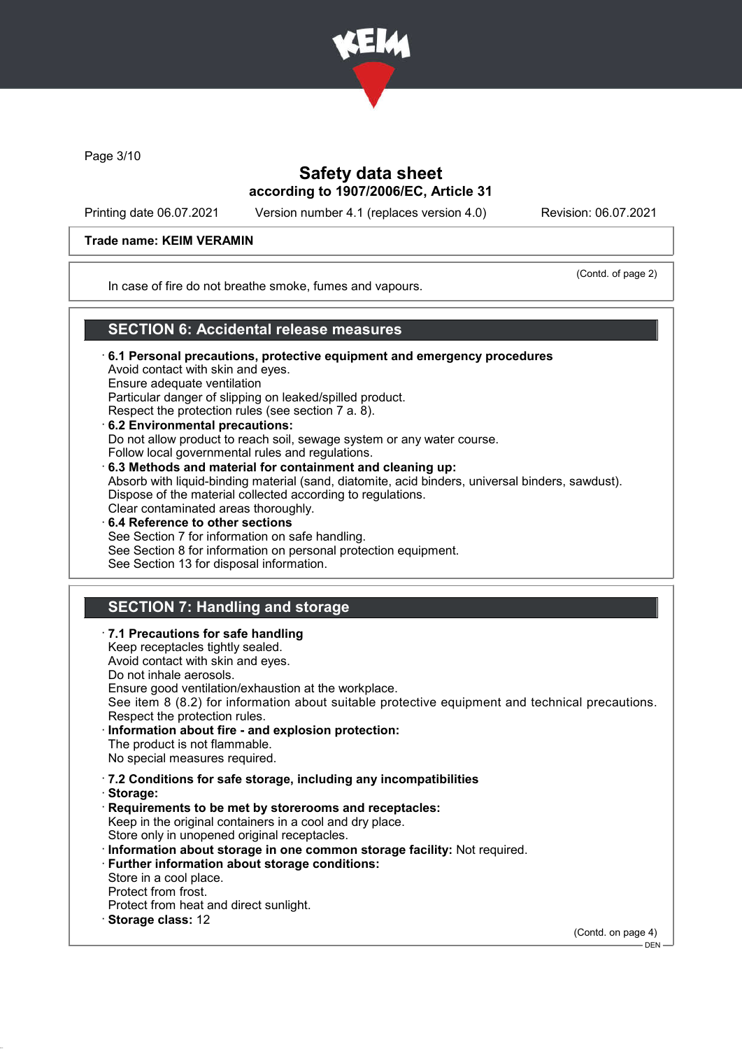Trade name: KEIM VERAMIN

(Contd. of page 2)

In case of fire do not breathe smoke, fumes and vapours.

## SECTION 6: Accidental release measures

· **6.1 Personal precautions, protective equipment and emergency procedures**
Avoid contact with skin and eyes.
Ensure adequate ventilation
Particular danger of slipping on leaked/spilled product.
Respect the protection rules (see section 7 a. 8).

· **6.2 Environmental precautions:**
Do not allow product to reach soil, sewage system or any water course.
Follow local governmental rules and regulations.

· **6.3 Methods and material for containment and cleaning up:**
Absorb with liquid-binding material (sand, diatomite, acid binders, universal binders, sawdust).
Dispose of the material collected according to regulations.
Clear contaminated areas thoroughly.

· **6.4 Reference to other sections**
See Section 7 for information on safe handling.
See Section 8 for information on personal protection equipment.
See Section 13 for disposal information.

## SECTION 7: Handling and storage

· **7.1 Precautions for safe handling**
Keep receptacles tightly sealed.
Avoid contact with skin and eyes.
Do not inhale aerosols.
Ensure good ventilation/exhaustion at the workplace.
See item 8 (8.2) for information about suitable protective equipment and technical precautions.
Respect the protection rules.

· **Information about fire - and explosion protection:**
The product is not flammable.
No special measures required.

· **7.2 Conditions for safe storage, including any incompatibilities**

· **Storage:**

· **Requirements to be met by storerooms and receptacles:**
Keep in the original containers in a cool and dry place.
Store only in unopened original receptacles.

· **Information about storage in one common storage facility:** Not required.

· **Further information about storage conditions:**
Store in a cool place.
Protect from frost.
Protect from heat and direct sunlight.

· **Storage class:** 12

(Contd. on page 4)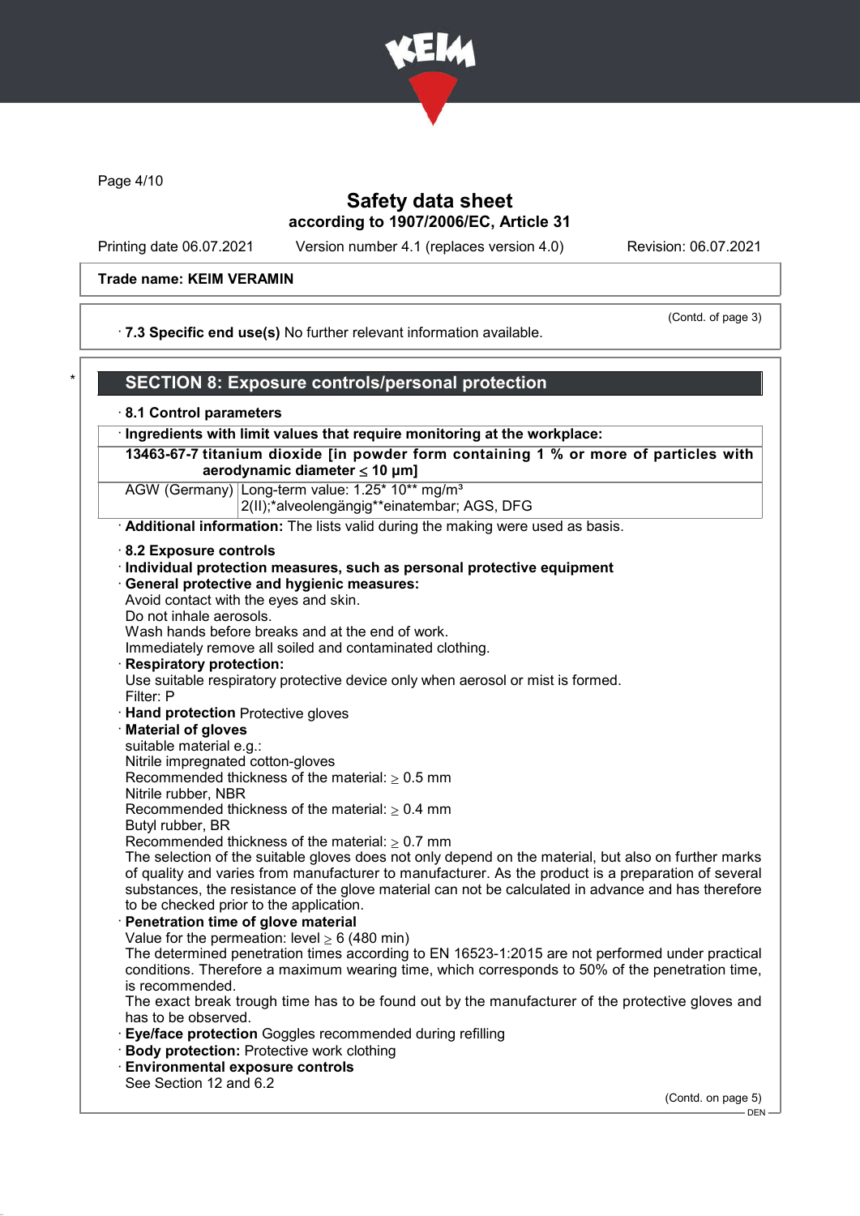Trade name: KEIM VERAMIN

(Contd. of page 3)

· **7.3 Specific end use(s)** No further relevant information available.

## SECTION 8: Exposure controls/personal protection

· **8.1 Control parameters**

| · **Ingredients with limit values that require monitoring at the workplace:** | |
|---|---|
| **13463-67-7 titanium dioxide [in powder form containing 1 % or more of particles with aerodynamic diameter ≤ 10 μm]** | |
| AGW (Germany) | Long-term value: 1.25* 10** mg/m³<br>2(II);*alveolengängig**einatembar; AGS, DFG |

· **Additional information:** The lists valid during the making were used as basis.

· **8.2 Exposure controls**

· **Individual protection measures, such as personal protective equipment**

· **General protective and hygienic measures:**
Avoid contact with the eyes and skin.
Do not inhale aerosols.
Wash hands before breaks and at the end of work.
Immediately remove all soiled and contaminated clothing.

· **Respiratory protection:**
Use suitable respiratory protective device only when aerosol or mist is formed.
Filter: P

· **Hand protection** Protective gloves

· **Material of gloves**
suitable material e.g.:
Nitrile impregnated cotton-gloves
Recommended thickness of the material: ≥ 0.5 mm
Nitrile rubber, NBR
Recommended thickness of the material: ≥ 0.4 mm
Butyl rubber, BR
Recommended thickness of the material: ≥ 0.7 mm
The selection of the suitable gloves does not only depend on the material, but also on further marks of quality and varies from manufacturer to manufacturer. As the product is a preparation of several substances, the resistance of the glove material can not be calculated in advance and has therefore to be checked prior to the application.

· **Penetration time of glove material**
Value for the permeation: level ≥ 6 (480 min)
The determined penetration times according to EN 16523-1:2015 are not performed under practical conditions. Therefore a maximum wearing time, which corresponds to 50% of the penetration time, is recommended.
The exact break trough time has to be found out by the manufacturer of the protective gloves and has to be observed.

· **Eye/face protection** Goggles recommended during refilling

· **Body protection:** Protective work clothing

· **Environmental exposure controls**
See Section 12 and 6.2

(Contd. on page 5)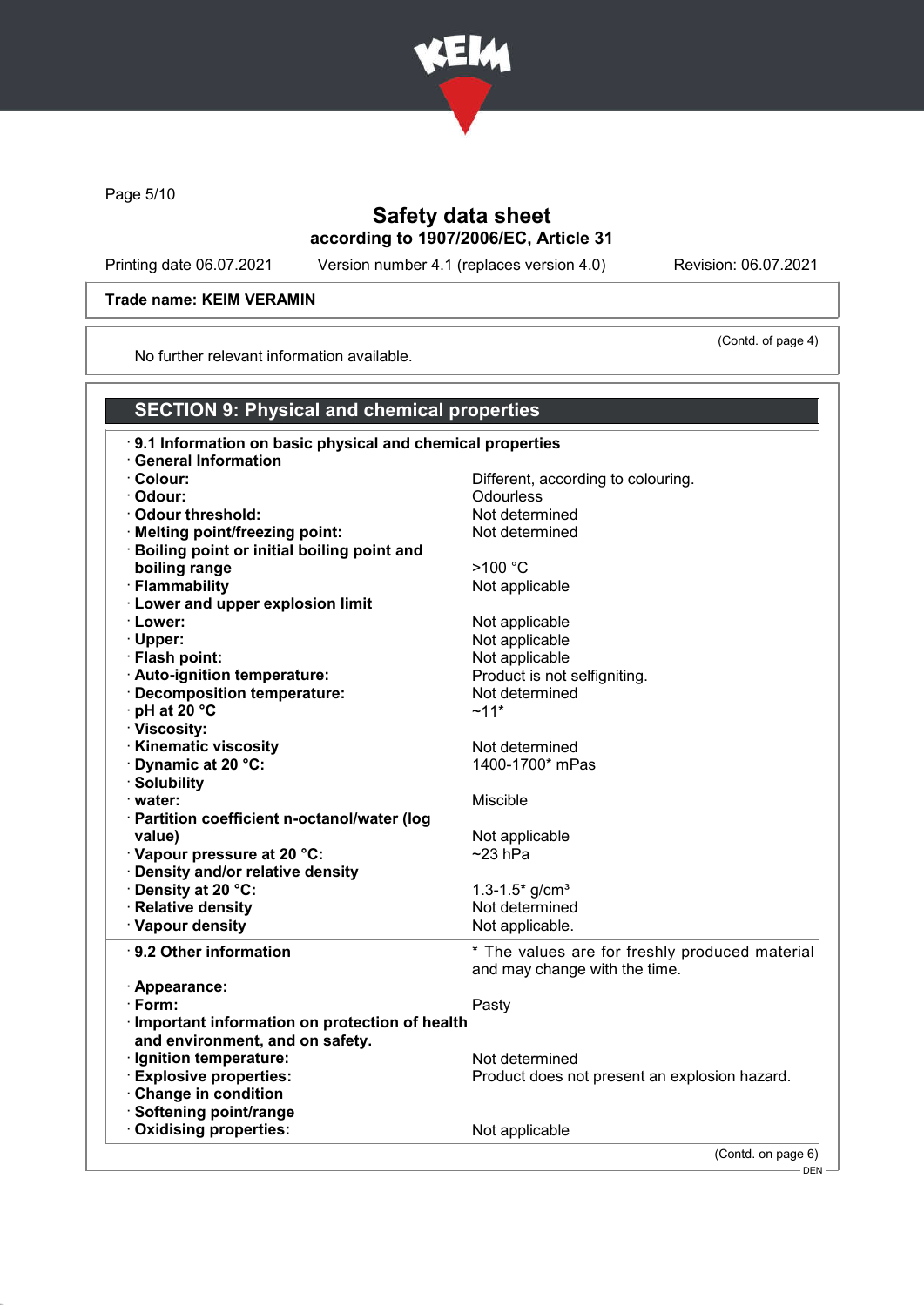**Trade name: KEIM VERAMIN**

(Contd. of page 4)

No further relevant information available.

## SECTION 9: Physical and chemical properties

| | |
|---|---|
| · **9.1 Information on basic physical and chemical properties** | |
| · **General Information** | |
| · **Colour:** | Different, according to colouring. |
| · **Odour:** | Odourless |
| · **Odour threshold:** | Not determined |
| · **Melting point/freezing point:** | Not determined |
| · **Boiling point or initial boiling point and boiling range** | >100 °C |
| · **Flammability** | Not applicable |
| · **Lower and upper explosion limit** | |
| · **Lower:** | Not applicable |
| · **Upper:** | Not applicable |
| · **Flash point:** | Not applicable |
| · **Auto-ignition temperature:** | Product is not selfigniting. |
| · **Decomposition temperature:** | Not determined |
| · **pH at 20 °C** | ~11* |
| · **Viscosity:** | |
| · **Kinematic viscosity** | Not determined |
| · **Dynamic at 20 °C:** | 1400-1700* mPas |
| · **Solubility** | |
| · **water:** | Miscible |
| · **Partition coefficient n-octanol/water (log value)** | Not applicable |
| · **Vapour pressure at 20 °C:** | ~23 hPa |
| · **Density and/or relative density** | |
| · **Density at 20 °C:** | 1.3-1.5* g/cm³ |
| · **Relative density** | Not determined |
| · **Vapour density** | Not applicable. |
| · **9.2 Other information** | * The values are for freshly produced material and may change with the time. |
| · **Appearance:** | |
| · **Form:** | Pasty |
| · **Important information on protection of health and environment, and on safety.** | |
| · **Ignition temperature:** | Not determined |
| · **Explosive properties:** | Product does not present an explosion hazard. |
| · **Change in condition** | |
| · **Softening point/range** | |
| · **Oxidising properties:** | Not applicable |

(Contd. on page 6)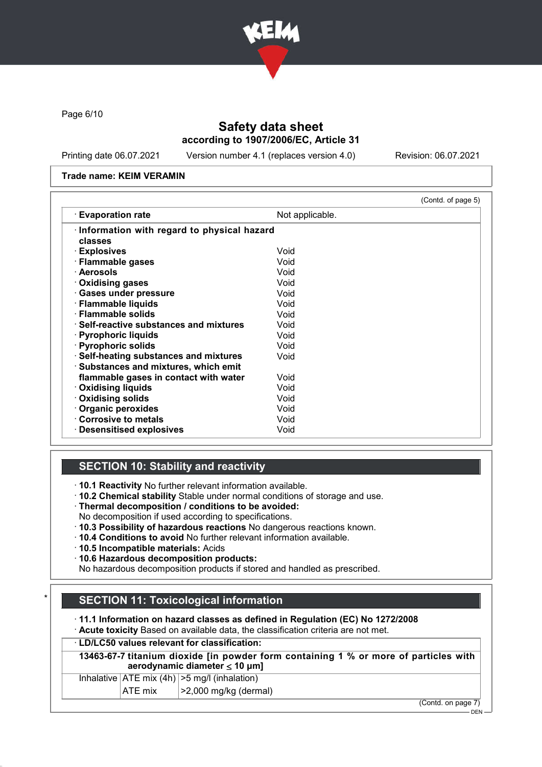Trade name: KEIM VERAMIN

(Contd. of page 5)

| · Evaporation rate | Not applicable. |
|---|---|
| · **Information with regard to physical hazard classes** | |
| · **Explosives** | Void |
| · **Flammable gases** | Void |
| · **Aerosols** | Void |
| · **Oxidising gases** | Void |
| · **Gases under pressure** | Void |
| · **Flammable liquids** | Void |
| · **Flammable solids** | Void |
| · **Self-reactive substances and mixtures** | Void |
| · **Pyrophoric liquids** | Void |
| · **Pyrophoric solids** | Void |
| · **Self-heating substances and mixtures** | Void |
| · **Substances and mixtures, which emit flammable gases in contact with water** | Void |
| · **Oxidising liquids** | Void |
| · **Oxidising solids** | Void |
| · **Organic peroxides** | Void |
| · **Corrosive to metals** | Void |
| · **Desensitised explosives** | Void |

## SECTION 10: Stability and reactivity

· **10.1 Reactivity** No further relevant information available.
· **10.2 Chemical stability** Stable under normal conditions of storage and use.
· **Thermal decomposition / conditions to be avoided:**
No decomposition if used according to specifications.
· **10.3 Possibility of hazardous reactions** No dangerous reactions known.
· **10.4 Conditions to avoid** No further relevant information available.
· **10.5 Incompatible materials:** Acids
· **10.6 Hazardous decomposition products:**
No hazardous decomposition products if stored and handled as prescribed.

## SECTION 11: Toxicological information

· **11.1 Information on hazard classes as defined in Regulation (EC) No 1272/2008**
· **Acute toxicity** Based on available data, the classification criteria are not met.

| · **LD/LC50 values relevant for classification:** | | |
|---|---|---|
| **13463-67-7 titanium dioxide [in powder form containing 1 % or more of particles with aerodynamic diameter ≤ 10 μm]** | | |
| Inhalative | ATE mix (4h) | >5 mg/l (inhalation) |
| | ATE mix | >2,000 mg/kg (dermal) |

(Contd. on page 7)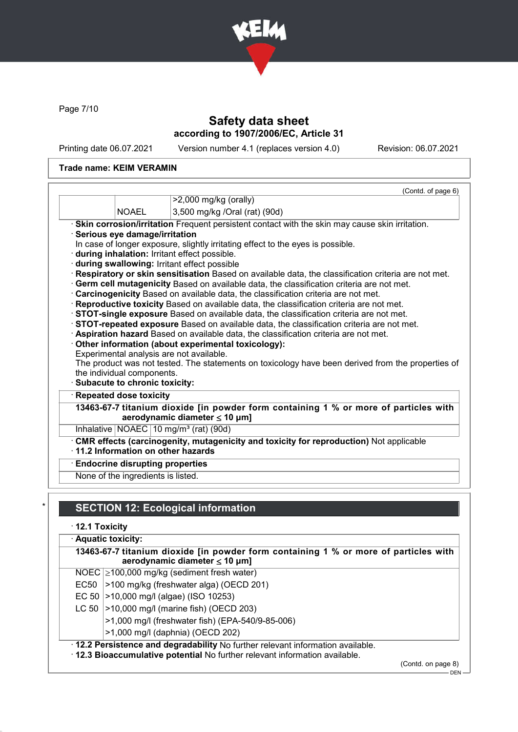Trade name: KEIM VERAMIN

(Contd. of page 6)

| | | |
|---|---|---|
| | | >2,000 mg/kg (orally) |
| | NOAEL | 3,500 mg/kg /Oral (rat) (90d) |

· **Skin corrosion/irritation** Frequent persistent contact with the skin may cause skin irritation.
· **Serious eye damage/irritation**
In case of longer exposure, slightly irritating effect to the eyes is possible.
· **during inhalation:** Irritant effect possible.
· **during swallowing:** Irritant effect possible
· **Respiratory or skin sensitisation** Based on available data, the classification criteria are not met.
· **Germ cell mutagenicity** Based on available data, the classification criteria are not met.
· **Carcinogenicity** Based on available data, the classification criteria are not met.
· **Reproductive toxicity** Based on available data, the classification criteria are not met.
· **STOT-single exposure** Based on available data, the classification criteria are not met.
· **STOT-repeated exposure** Based on available data, the classification criteria are not met.
· **Aspiration hazard** Based on available data, the classification criteria are not met.
· **Other information (about experimental toxicology):**
Experimental analysis are not available.
The product was not tested. The statements on toxicology have been derived from the properties of the individual components.
· **Subacute to chronic toxicity:**

· **Repeated dose toxicity**

**13463-67-7 titanium dioxide [in powder form containing 1 % or more of particles with aerodynamic diameter ≤ 10 μm]**

| | | |
|---|---|---|
| Inhalative | NOAEC | 10 mg/m³ (rat) (90d) |

· **CMR effects (carcinogenity, mutagenicity and toxicity for reproduction)** Not applicable
· **11.2 Information on other hazards**

· **Endocrine disrupting properties**

None of the ingredients is listed.

## SECTION 12: Ecological information

· **12.1 Toxicity**

· **Aquatic toxicity:**

**13463-67-7 titanium dioxide [in powder form containing 1 % or more of particles with aerodynamic diameter ≤ 10 μm]**

| | |
|---|---|
| NOEC | ≥100,000 mg/kg (sediment fresh water) |
| EC50 | >100 mg/kg (freshwater alga) (OECD 201) |
| EC 50 | >10,000 mg/l (algae) (ISO 10253) |
| LC 50 | >10,000 mg/l (marine fish) (OECD 203) |
| | >1,000 mg/l (freshwater fish) (EPA-540/9-85-006) |
| | >1,000 mg/l (daphnia) (OECD 202) |

· **12.2 Persistence and degradability** No further relevant information available.
· **12.3 Bioaccumulative potential** No further relevant information available.

(Contd. on page 8)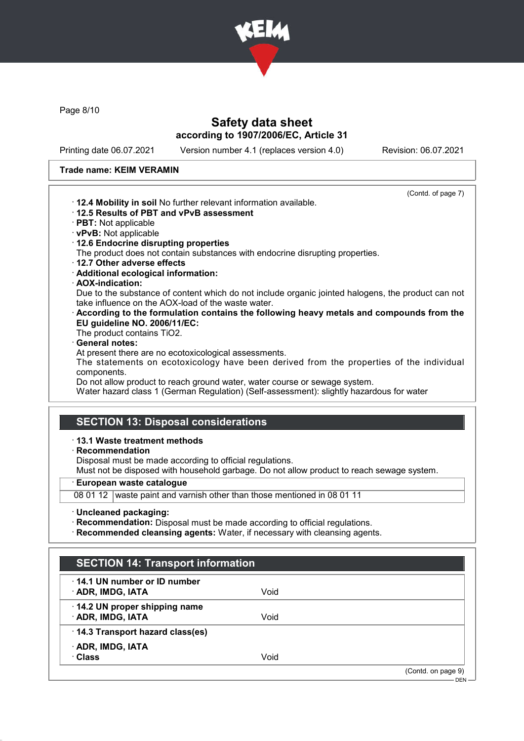Trade name: KEIM VERAMIN

(Contd. of page 7)

· **12.4 Mobility in soil** No further relevant information available.
· **12.5 Results of PBT and vPvB assessment**
· **PBT:** Not applicable
· **vPvB:** Not applicable
· **12.6 Endocrine disrupting properties**
The product does not contain substances with endocrine disrupting properties.
· **12.7 Other adverse effects**
· **Additional ecological information:**
· **AOX-indication:**
Due to the substance of content which do not include organic jointed halogens, the product can not take influence on the AOX-load of the waste water.
· **According to the formulation contains the following heavy metals and compounds from the EU guideline NO. 2006/11/EC:**
The product contains $TiO_2$.
· **General notes:**
At present there are no ecotoxicological assessments.
The statements on ecotoxicology have been derived from the properties of the individual components.
Do not allow product to reach ground water, water course or sewage system.
Water hazard class 1 (German Regulation) (Self-assessment): slightly hazardous for water

## SECTION 13: Disposal considerations

· **13.1 Waste treatment methods**
· **Recommendation**
Disposal must be made according to official regulations.
Must not be disposed with household garbage. Do not allow product to reach sewage system.

| · European waste catalogue | |
|---|---|
| 08 01 12 | waste paint and varnish other than those mentioned in 08 01 11 |

· **Uncleaned packaging:**
· **Recommendation:** Disposal must be made according to official regulations.
· **Recommended cleansing agents:** Water, if necessary with cleansing agents.

## SECTION 14: Transport information

| | |
|---|---|
| · **14.1 UN number or ID number** | |
| · **ADR, IMDG, IATA** | Void |
| · **14.2 UN proper shipping name** | |
| · **ADR, IMDG, IATA** | Void |
| · **14.3 Transport hazard class(es)** | |
| · **ADR, IMDG, IATA** | |
| · **Class** | Void |

(Contd. on page 9)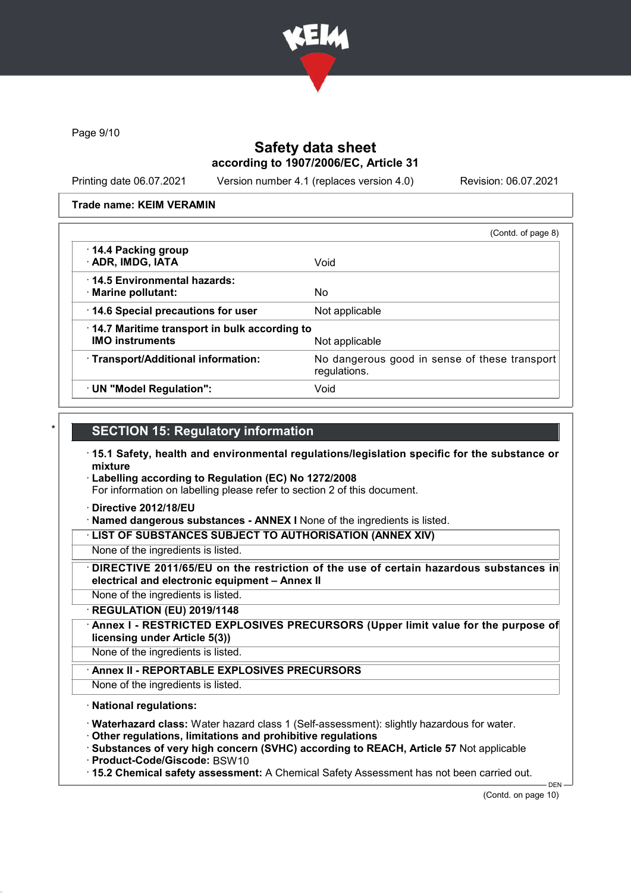Trade name: KEIM VERAMIN

(Contd. of page 8)

| | |
|---|---|
| · **14.4 Packing group**<br>· **ADR, IMDG, IATA** | Void |
| · **14.5 Environmental hazards:**<br>· **Marine pollutant:** | No |
| · **14.6 Special precautions for user** | Not applicable |
| · **14.7 Maritime transport in bulk according to IMO instruments** | Not applicable |
| · **Transport/Additional information:** | No dangerous good in sense of these transport regulations. |
| · **UN "Model Regulation":** | Void |

## SECTION 15: Regulatory information

· **15.1 Safety, health and environmental regulations/legislation specific for the substance or mixture**

· **Labelling according to Regulation (EC) No 1272/2008**
For information on labelling please refer to section 2 of this document.

· **Directive 2012/18/EU**

· **Named dangerous substances - ANNEX I** None of the ingredients is listed.

· **LIST OF SUBSTANCES SUBJECT TO AUTHORISATION (ANNEX XIV)**
None of the ingredients is listed.

· **DIRECTIVE 2011/65/EU on the restriction of the use of certain hazardous substances in electrical and electronic equipment – Annex II**
None of the ingredients is listed.

· **REGULATION (EU) 2019/1148**

· **Annex I - RESTRICTED EXPLOSIVES PRECURSORS (Upper limit value for the purpose of licensing under Article 5(3))**
None of the ingredients is listed.

· **Annex II - REPORTABLE EXPLOSIVES PRECURSORS**
None of the ingredients is listed.

· **National regulations:**

· **Waterhazard class:** Water hazard class 1 (Self-assessment): slightly hazardous for water.

· **Other regulations, limitations and prohibitive regulations**

· **Substances of very high concern (SVHC) according to REACH, Article 57** Not applicable

· **Product-Code/Giscode:** BSW10

· **15.2 Chemical safety assessment:** A Chemical Safety Assessment has not been carried out.

(Contd. on page 10)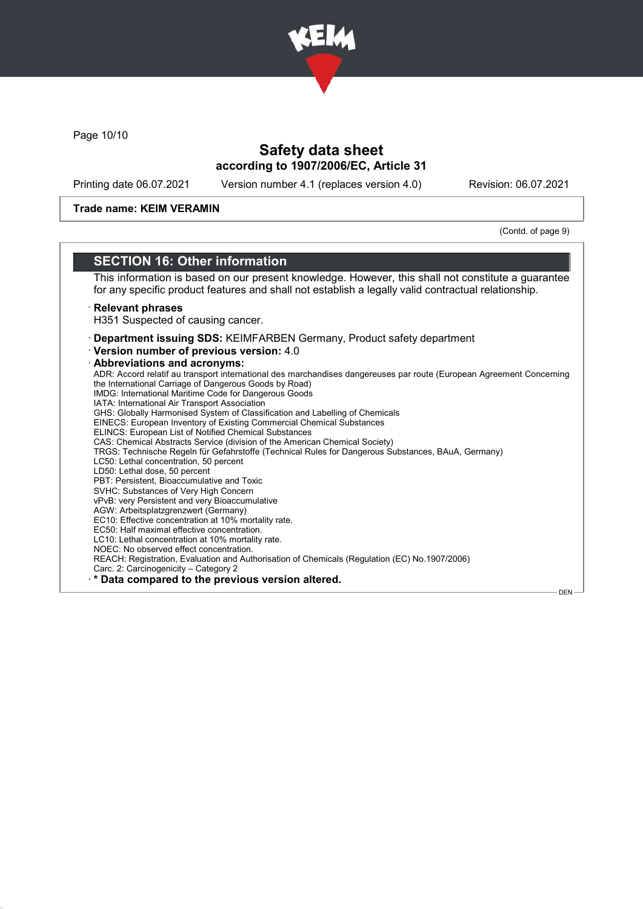# Safety data sheet
## according to 1907/2006/EC, Article 31

Printing date 06.07.2021 Version number 4.1 (replaces version 4.0) Revision: 06.07.2021

**Trade name: KEIM VERAMIN**

(Contd. of page 9)

## SECTION 16: Other information

This information is based on our present knowledge. However, this shall not constitute a guarantee for any specific product features and shall not establish a legally valid contractual relationship.

· **Relevant phrases**
H351 Suspected of causing cancer.

· **Department issuing SDS:** KEIMFARBEN Germany, Product safety department
· **Version number of previous version:** 4.0
· **Abbreviations and acronyms:**
ADR: Accord relatif au transport international des marchandises dangereuses par route (European Agreement Concerning the International Carriage of Dangerous Goods by Road)
IMDG: International Maritime Code for Dangerous Goods
IATA: International Air Transport Association
GHS: Globally Harmonised System of Classification and Labelling of Chemicals
EINECS: European Inventory of Existing Commercial Chemical Substances
ELINCS: European List of Notified Chemical Substances
CAS: Chemical Abstracts Service (division of the American Chemical Society)
TRGS: Technische Regeln für Gefahrstoffe (Technical Rules for Dangerous Substances, BAuA, Germany)
LC50: Lethal concentration, 50 percent
LD50: Lethal dose, 50 percent
PBT: Persistent, Bioaccumulative and Toxic
SVHC: Substances of Very High Concern
vPvB: very Persistent and very Bioaccumulative
AGW: Arbeitsplatzgrenzwert (Germany)
EC10: Effective concentration at 10% mortality rate.
EC50: Half maximal effective concentration.
LC10: Lethal concentration at 10% mortality rate.
NOEC: No observed effect concentration.
REACH: Registration, Evaluation and Authorisation of Chemicals (Regulation (EC) No.1907/2006)
Carc. 2: Carcinogenicity – Category 2

· **\* Data compared to the previous version altered.**